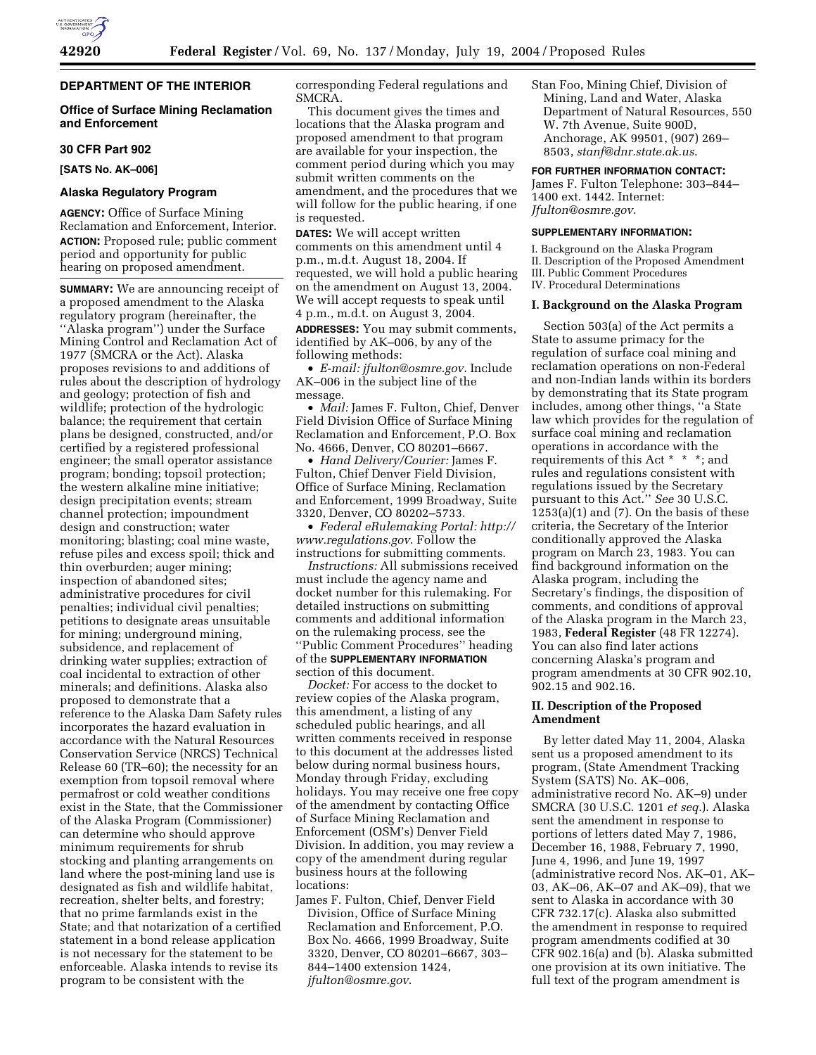## DEPARTMENT OF THE INTERIOR

### Office of Surface Mining Reclamation and Enforcement

### 30 CFR Part 902

**[SATS No. AK–006]**

### Alaska Regulatory Program

**AGENCY:** Office of Surface Mining Reclamation and Enforcement, Interior.

**ACTION:** Proposed rule; public comment period and opportunity for public hearing on proposed amendment.

**SUMMARY:** We are announcing receipt of a proposed amendment to the Alaska regulatory program (hereinafter, the ''Alaska program'') under the Surface Mining Control and Reclamation Act of 1977 (SMCRA or the Act). Alaska proposes revisions to and additions of rules about the description of hydrology and geology; protection of fish and wildlife; protection of the hydrologic balance; the requirement that certain plans be designed, constructed, and/or certified by a registered professional engineer; the small operator assistance program; bonding; topsoil protection; the western alkaline mine initiative; design precipitation events; stream channel protection; impoundment design and construction; water monitoring; blasting; coal mine waste, refuse piles and excess spoil; thick and thin overburden; auger mining; inspection of abandoned sites; administrative procedures for civil penalties; individual civil penalties; petitions to designate areas unsuitable for mining; underground mining, subsidence, and replacement of drinking water supplies; extraction of coal incidental to extraction of other minerals; and definitions. Alaska also proposed to demonstrate that a reference to the Alaska Dam Safety rules incorporates the hazard evaluation in accordance with the Natural Resources Conservation Service (NRCS) Technical Release 60 (TR–60); the necessity for an exemption from topsoil removal where permafrost or cold weather conditions exist in the State, that the Commissioner of the Alaska Program (Commissioner) can determine who should approve minimum requirements for shrub stocking and planting arrangements on land where the post-mining land use is designated as fish and wildlife habitat, recreation, shelter belts, and forestry; that no prime farmlands exist in the State; and that notarization of a certified statement in a bond release application is not necessary for the statement to be enforceable. Alaska intends to revise its program to be consistent with the corresponding Federal regulations and SMCRA.

This document gives the times and locations that the Alaska program and proposed amendment to that program are available for your inspection, the comment period during which you may submit written comments on the amendment, and the procedures that we will follow for the public hearing, if one is requested.

**DATES:** We will accept written comments on this amendment until 4 p.m., m.d.t. August 18, 2004. If requested, we will hold a public hearing on the amendment on August 13, 2004. We will accept requests to speak until 4 p.m., m.d.t. on August 3, 2004.

**ADDRESSES:** You may submit comments, identified by AK–006, by any of the following methods:

- *E-mail: jfulton@osmre.gov.* Include AK–006 in the subject line of the message.
- *Mail:* James F. Fulton, Chief, Denver Field Division Office of Surface Mining Reclamation and Enforcement, P.O. Box No. 4666, Denver, CO 80201–6667.
- *Hand Delivery/Courier:* James F. Fulton, Chief Denver Field Division, Office of Surface Mining, Reclamation and Enforcement, 1999 Broadway, Suite 3320, Denver, CO 80202–5733.
- *Federal eRulemaking Portal: http://www.regulations.gov*. Follow the instructions for submitting comments.

*Instructions:* All submissions received must include the agency name and docket number for this rulemaking. For detailed instructions on submitting comments and additional information on the rulemaking process, see the ''Public Comment Procedures'' heading of the **SUPPLEMENTARY INFORMATION** section of this document.

*Docket:* For access to the docket to review copies of the Alaska program, this amendment, a listing of any scheduled public hearings, and all written comments received in response to this document at the addresses listed below during normal business hours, Monday through Friday, excluding holidays. You may receive one free copy of the amendment by contacting Office of Surface Mining Reclamation and Enforcement (OSM's) Denver Field Division. In addition, you may review a copy of the amendment during regular business hours at the following locations:

James F. Fulton, Chief, Denver Field Division, Office of Surface Mining Reclamation and Enforcement, P.O. Box No. 4666, 1999 Broadway, Suite 3320, Denver, CO 80201–6667, 303–844–1400 extension 1424, *jfulton@osmre.gov*.

Stan Foo, Mining Chief, Division of Mining, Land and Water, Alaska Department of Natural Resources, 550 W. 7th Avenue, Suite 900D, Anchorage, AK 99501, (907) 269–8503, *stanf@dnr.state.ak.us*.

**FOR FURTHER INFORMATION CONTACT:** James F. Fulton Telephone: 303–844–1400 ext. 1442. Internet: *Jfulton@osmre.gov*.

**SUPPLEMENTARY INFORMATION:**

I. Background on the Alaska Program
II. Description of the Proposed Amendment
III. Public Comment Procedures
IV. Procedural Determinations

### I. Background on the Alaska Program

Section 503(a) of the Act permits a State to assume primacy for the regulation of surface coal mining and reclamation operations on non-Federal and non-Indian lands within its borders by demonstrating that its State program includes, among other things, ''a State law which provides for the regulation of surface coal mining and reclamation operations in accordance with the requirements of this Act * * *; and rules and regulations consistent with regulations issued by the Secretary pursuant to this Act.'' *See* 30 U.S.C. 1253(a)(1) and (7). On the basis of these criteria, the Secretary of the Interior conditionally approved the Alaska program on March 23, 1983. You can find background information on the Alaska program, including the Secretary's findings, the disposition of comments, and conditions of approval of the Alaska program in the March 23, 1983, **Federal Register** (48 FR 12274). You can also find later actions concerning Alaska's program and program amendments at 30 CFR 902.10, 902.15 and 902.16.

### II. Description of the Proposed Amendment

By letter dated May 11, 2004, Alaska sent us a proposed amendment to its program, (State Amendment Tracking System (SATS) No. AK–006, administrative record No. AK–9) under SMCRA (30 U.S.C. 1201 *et seq.*). Alaska sent the amendment in response to portions of letters dated May 7, 1986, December 16, 1988, February 7, 1990, June 4, 1996, and June 19, 1997 (administrative record Nos. AK–01, AK–03, AK–06, AK–07 and AK–09), that we sent to Alaska in accordance with 30 CFR 732.17(c). Alaska also submitted the amendment in response to required program amendments codified at 30 CFR 902.16(a) and (b). Alaska submitted one provision at its own initiative. The full text of the program amendment is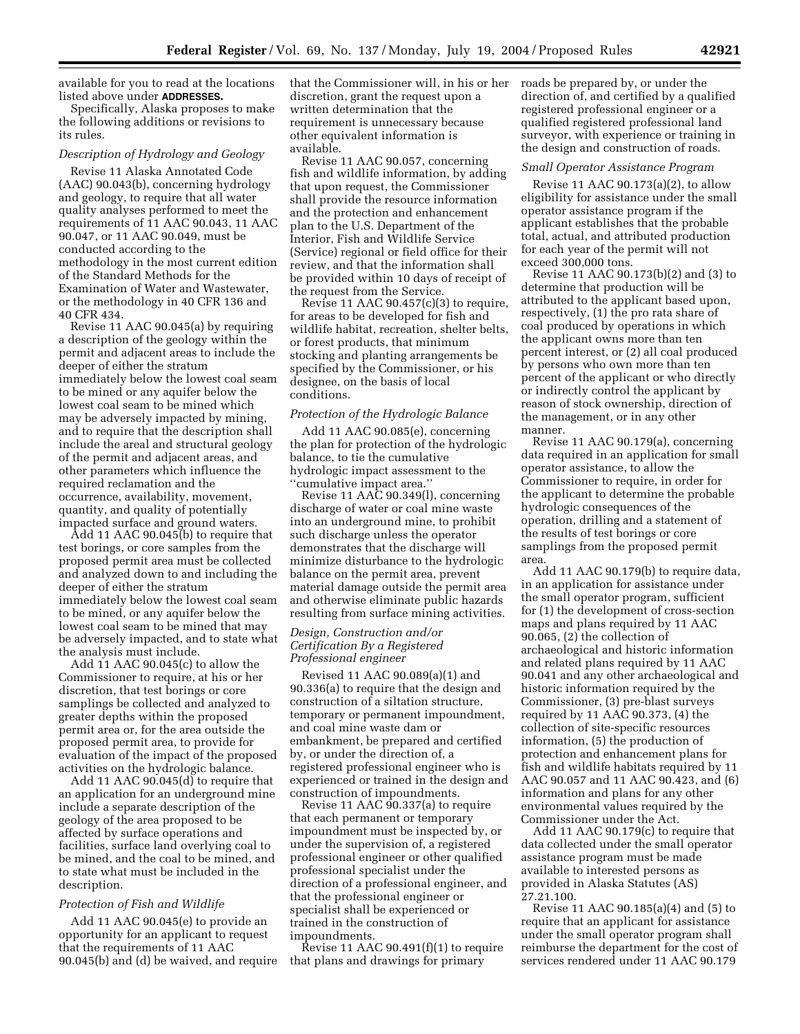available for you to read at the locations listed above under **ADDRESSES.**

Specifically, Alaska proposes to make the following additions or revisions to its rules.

*Description of Hydrology and Geology*

Revise 11 Alaska Annotated Code (AAC) 90.043(b), concerning hydrology and geology, to require that all water quality analyses performed to meet the requirements of 11 AAC 90.043, 11 AAC 90.047, or 11 AAC 90.049, must be conducted according to the methodology in the most current edition of the Standard Methods for the Examination of Water and Wastewater, or the methodology in 40 CFR 136 and 40 CFR 434.

Revise 11 AAC 90.045(a) by requiring a description of the geology within the permit and adjacent areas to include the deeper of either the stratum immediately below the lowest coal seam to be mined or any aquifer below the lowest coal seam to be mined which may be adversely impacted by mining, and to require that the description shall include the areal and structural geology of the permit and adjacent areas, and other parameters which influence the required reclamation and the occurrence, availability, movement, quantity, and quality of potentially impacted surface and ground waters.

Add 11 AAC 90.045(b) to require that test borings, or core samples from the proposed permit area must be collected and analyzed down to and including the deeper of either the stratum immediately below the lowest coal seam to be mined, or any aquifer below the lowest coal seam to be mined that may be adversely impacted, and to state what the analysis must include.

Add 11 AAC 90.045(c) to allow the Commissioner to require, at his or her discretion, that test borings or core samplings be collected and analyzed to greater depths within the proposed permit area or, for the area outside the proposed permit area, to provide for evaluation of the impact of the proposed activities on the hydrologic balance.

Add 11 AAC 90.045(d) to require that an application for an underground mine include a separate description of the geology of the area proposed to be affected by surface operations and facilities, surface land overlying coal to be mined, and the coal to be mined, and to state what must be included in the description.

*Protection of Fish and Wildlife*

Add 11 AAC 90.045(e) to provide an opportunity for an applicant to request that the requirements of 11 AAC 90.045(b) and (d) be waived, and require that the Commissioner will, in his or her discretion, grant the request upon a written determination that the requirement is unnecessary because other equivalent information is available.

Revise 11 AAC 90.057, concerning fish and wildlife information, by adding that upon request, the Commissioner shall provide the resource information and the protection and enhancement plan to the U.S. Department of the Interior, Fish and Wildlife Service (Service) regional or field office for their review, and that the information shall be provided within 10 days of receipt of the request from the Service.

Revise 11 AAC 90.457(c)(3) to require, for areas to be developed for fish and wildlife habitat, recreation, shelter belts, or forest products, that minimum stocking and planting arrangements be specified by the Commissioner, or his designee, on the basis of local conditions.

*Protection of the Hydrologic Balance*

Add 11 AAC 90.085(e), concerning the plan for protection of the hydrologic balance, to tie the cumulative hydrologic impact assessment to the "cumulative impact area."

Revise 11 AAC 90.349(l), concerning discharge of water or coal mine waste into an underground mine, to prohibit such discharge unless the operator demonstrates that the discharge will minimize disturbance to the hydrologic balance on the permit area, prevent material damage outside the permit area and otherwise eliminate public hazards resulting from surface mining activities.

*Design, Construction and/or Certification By a Registered Professional engineer*

Revised 11 AAC 90.089(a)(1) and 90.336(a) to require that the design and construction of a siltation structure, temporary or permanent impoundment, and coal mine waste dam or embankment, be prepared and certified by, or under the direction of, a registered professional engineer who is experienced or trained in the design and construction of impoundments.

Revise 11 AAC 90.337(a) to require that each permanent or temporary impoundment must be inspected by, or under the supervision of, a registered professional engineer or other qualified professional specialist under the direction of a professional engineer, and that the professional engineer or specialist shall be experienced or trained in the construction of impoundments.

Revise 11 AAC 90.491(f)(1) to require that plans and drawings for primary roads be prepared by, or under the direction of, and certified by a qualified registered professional engineer or a qualified registered professional land surveyor, with experience or training in the design and construction of roads.

*Small Operator Assistance Program*

Revise 11 AAC 90.173(a)(2), to allow eligibility for assistance under the small operator assistance program if the applicant establishes that the probable total, actual, and attributed production for each year of the permit will not exceed 300,000 tons.

Revise 11 AAC 90.173(b)(2) and (3) to determine that production will be attributed to the applicant based upon, respectively, (1) the pro rata share of coal produced by operations in which the applicant owns more than ten percent interest, or (2) all coal produced by persons who own more than ten percent of the applicant or who directly or indirectly control the applicant by reason of stock ownership, direction of the management, or in any other manner.

Revise 11 AAC 90.179(a), concerning data required in an application for small operator assistance, to allow the Commissioner to require, in order for the applicant to determine the probable hydrologic consequences of the operation, drilling and a statement of the results of test borings or core samplings from the proposed permit area.

Add 11 AAC 90.179(b) to require data, in an application for assistance under the small operator program, sufficient for (1) the development of cross-section maps and plans required by 11 AAC 90.065, (2) the collection of archaeological and historic information and related plans required by 11 AAC 90.041 and any other archaeological and historic information required by the Commissioner, (3) pre-blast surveys required by 11 AAC 90.373, (4) the collection of site-specific resources information, (5) the production of protection and enhancement plans for fish and wildlife habitats required by 11 AAC 90.057 and 11 AAC 90.423, and (6) information and plans for any other environmental values required by the Commissioner under the Act.

Add 11 AAC 90.179(c) to require that data collected under the small operator assistance program must be made available to interested persons as provided in Alaska Statutes (AS) 27.21.100.

Revise 11 AAC 90.185(a)(4) and (5) to require that an applicant for assistance under the small operator program shall reimburse the department for the cost of services rendered under 11 AAC 90.179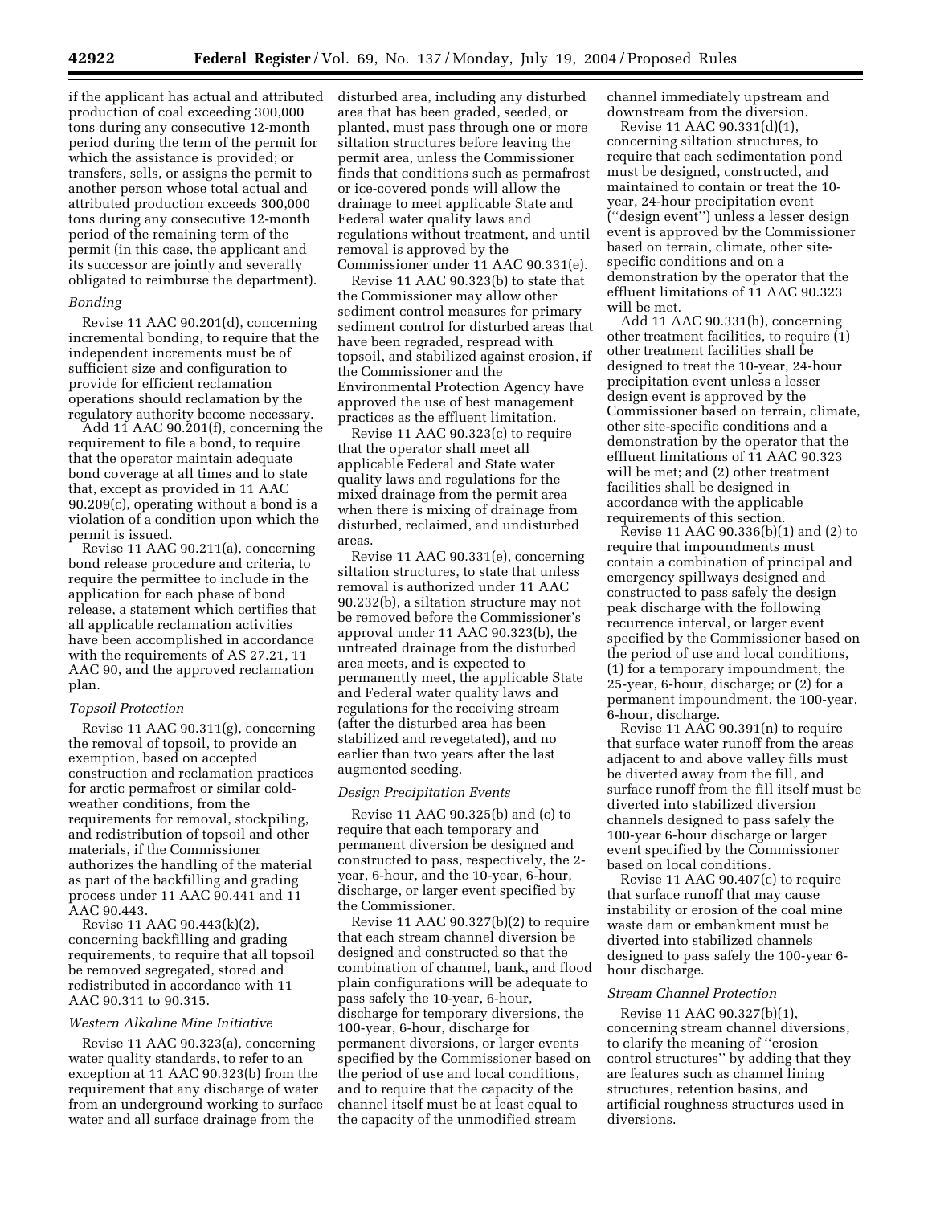if the applicant has actual and attributed production of coal exceeding 300,000 tons during any consecutive 12-month period during the term of the permit for which the assistance is provided; or transfers, sells, or assigns the permit to another person whose total actual and attributed production exceeds 300,000 tons during any consecutive 12-month period of the remaining term of the permit (in this case, the applicant and its successor are jointly and severally obligated to reimburse the department).

*Bonding*

Revise 11 AAC 90.201(d), concerning incremental bonding, to require that the independent increments must be of sufficient size and configuration to provide for efficient reclamation operations should reclamation by the regulatory authority become necessary.

Add 11 AAC 90.201(f), concerning the requirement to file a bond, to require that the operator maintain adequate bond coverage at all times and to state that, except as provided in 11 AAC 90.209(c), operating without a bond is a violation of a condition upon which the permit is issued.

Revise 11 AAC 90.211(a), concerning bond release procedure and criteria, to require the permittee to include in the application for each phase of bond release, a statement which certifies that all applicable reclamation activities have been accomplished in accordance with the requirements of AS 27.21, 11 AAC 90, and the approved reclamation plan.

*Topsoil Protection*

Revise 11 AAC 90.311(g), concerning the removal of topsoil, to provide an exemption, based on accepted construction and reclamation practices for arctic permafrost or similar cold-weather conditions, from the requirements for removal, stockpiling, and redistribution of topsoil and other materials, if the Commissioner authorizes the handling of the material as part of the backfilling and grading process under 11 AAC 90.441 and 11 AAC 90.443.

Revise 11 AAC 90.443(k)(2), concerning backfilling and grading requirements, to require that all topsoil be removed segregated, stored and redistributed in accordance with 11 AAC 90.311 to 90.315.

*Western Alkaline Mine Initiative*

Revise 11 AAC 90.323(a), concerning water quality standards, to refer to an exception at 11 AAC 90.323(b) from the requirement that any discharge of water from an underground working to surface water and all surface drainage from the disturbed area, including any disturbed area that has been graded, seeded, or planted, must pass through one or more siltation structures before leaving the permit area, unless the Commissioner finds that conditions such as permafrost or ice-covered ponds will allow the drainage to meet applicable State and Federal water quality laws and regulations without treatment, and until removal is approved by the Commissioner under 11 AAC 90.331(e).

Revise 11 AAC 90.323(b) to state that the Commissioner may allow other sediment control measures for primary sediment control for disturbed areas that have been regraded, respread with topsoil, and stabilized against erosion, if the Commissioner and the Environmental Protection Agency have approved the use of best management practices as the effluent limitation.

Revise 11 AAC 90.323(c) to require that the operator shall meet all applicable Federal and State water quality laws and regulations for the mixed drainage from the permit area when there is mixing of drainage from disturbed, reclaimed, and undisturbed areas.

Revise 11 AAC 90.331(e), concerning siltation structures, to state that unless removal is authorized under 11 AAC 90.232(b), a siltation structure may not be removed before the Commissioner's approval under 11 AAC 90.323(b), the untreated drainage from the disturbed area meets, and is expected to permanently meet, the applicable State and Federal water quality laws and regulations for the receiving stream (after the disturbed area has been stabilized and revegetated), and no earlier than two years after the last augmented seeding.

*Design Precipitation Events*

Revise 11 AAC 90.325(b) and (c) to require that each temporary and permanent diversion be designed and constructed to pass, respectively, the 2-year, 6-hour, and the 10-year, 6-hour, discharge, or larger event specified by the Commissioner.

Revise 11 AAC 90.327(b)(2) to require that each stream channel diversion be designed and constructed so that the combination of channel, bank, and flood plain configurations will be adequate to pass safely the 10-year, 6-hour, discharge for temporary diversions, the 100-year, 6-hour, discharge for permanent diversions, or larger events specified by the Commissioner based on the period of use and local conditions, and to require that the capacity of the channel itself must be at least equal to the capacity of the unmodified stream channel immediately upstream and downstream from the diversion.

Revise 11 AAC 90.331(d)(1), concerning siltation structures, to require that each sedimentation pond must be designed, constructed, and maintained to contain or treat the 10-year, 24-hour precipitation event ("design event") unless a lesser design event is approved by the Commissioner based on terrain, climate, other site-specific conditions and on a demonstration by the operator that the effluent limitations of 11 AAC 90.323 will be met.

Add 11 AAC 90.331(h), concerning other treatment facilities, to require (1) other treatment facilities shall be designed to treat the 10-year, 24-hour precipitation event unless a lesser design event is approved by the Commissioner based on terrain, climate, other site-specific conditions and a demonstration by the operator that the effluent limitations of 11 AAC 90.323 will be met; and (2) other treatment facilities shall be designed in accordance with the applicable requirements of this section.

Revise 11 AAC 90.336(b)(1) and (2) to require that impoundments must contain a combination of principal and emergency spillways designed and constructed to pass safely the design peak discharge with the following recurrence interval, or larger event specified by the Commissioner based on the period of use and local conditions, (1) for a temporary impoundment, the 25-year, 6-hour, discharge; or (2) for a permanent impoundment, the 100-year, 6-hour, discharge.

Revise 11 AAC 90.391(n) to require that surface water runoff from the areas adjacent to and above valley fills must be diverted away from the fill, and surface runoff from the fill itself must be diverted into stabilized diversion channels designed to pass safely the 100-year 6-hour discharge or larger event specified by the Commissioner based on local conditions.

Revise 11 AAC 90.407(c) to require that surface runoff that may cause instability or erosion of the coal mine waste dam or embankment must be diverted into stabilized channels designed to pass safely the 100-year 6-hour discharge.

*Stream Channel Protection*

Revise 11 AAC 90.327(b)(1), concerning stream channel diversions, to clarify the meaning of "erosion control structures" by adding that they are features such as channel lining structures, retention basins, and artificial roughness structures used in diversions.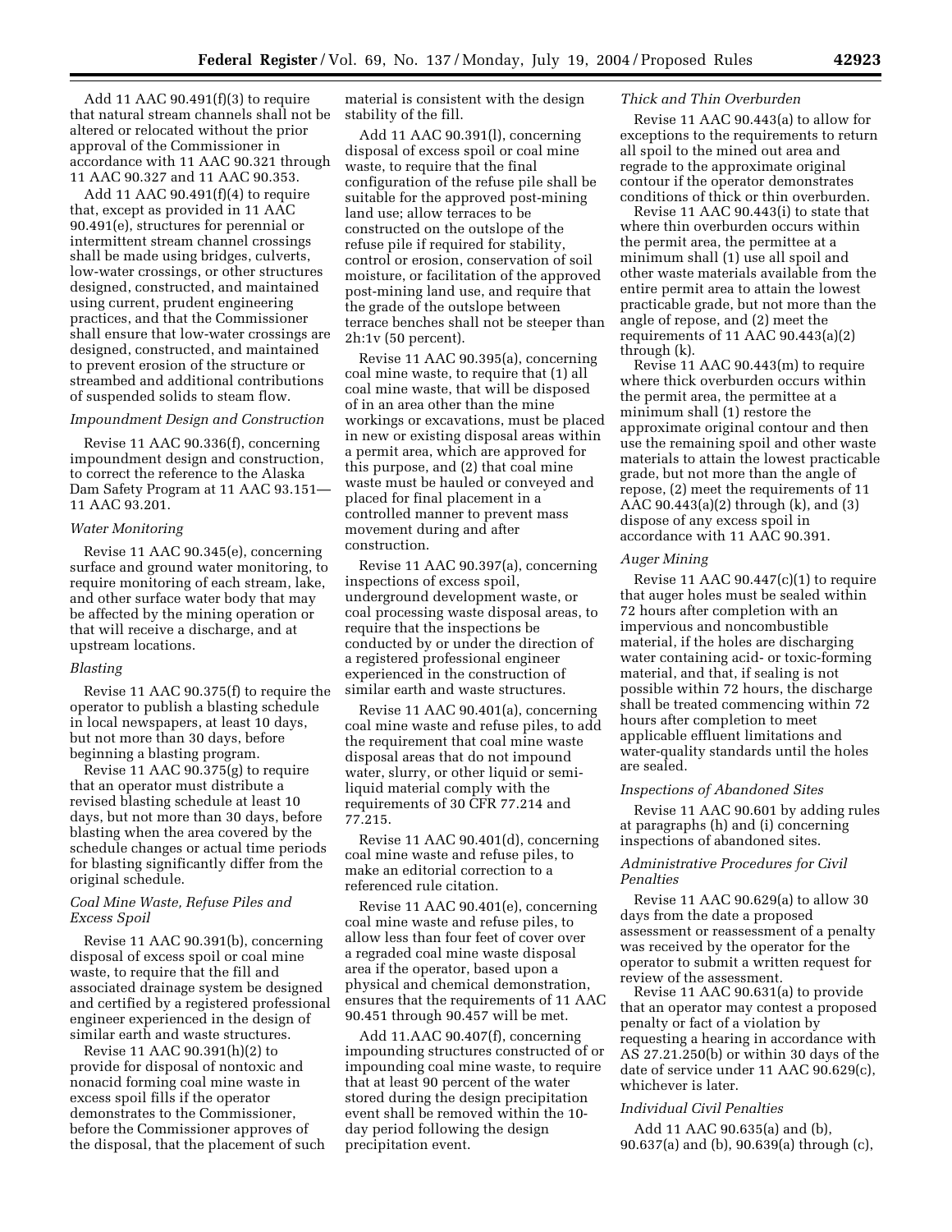Add 11 AAC 90.491(f)(3) to require that natural stream channels shall not be altered or relocated without the prior approval of the Commissioner in accordance with 11 AAC 90.321 through 11 AAC 90.327 and 11 AAC 90.353.

Add 11 AAC 90.491(f)(4) to require that, except as provided in 11 AAC 90.491(e), structures for perennial or intermittent stream channel crossings shall be made using bridges, culverts, low-water crossings, or other structures designed, constructed, and maintained using current, prudent engineering practices, and that the Commissioner shall ensure that low-water crossings are designed, constructed, and maintained to prevent erosion of the structure or streambed and additional contributions of suspended solids to steam flow.

*Impoundment Design and Construction*

Revise 11 AAC 90.336(f), concerning impoundment design and construction, to correct the reference to the Alaska Dam Safety Program at 11 AAC 93.151—11 AAC 93.201.

*Water Monitoring*

Revise 11 AAC 90.345(e), concerning surface and ground water monitoring, to require monitoring of each stream, lake, and other surface water body that may be affected by the mining operation or that will receive a discharge, and at upstream locations.

*Blasting*

Revise 11 AAC 90.375(f) to require the operator to publish a blasting schedule in local newspapers, at least 10 days, but not more than 30 days, before beginning a blasting program.

Revise 11 AAC 90.375(g) to require that an operator must distribute a revised blasting schedule at least 10 days, but not more than 30 days, before blasting when the area covered by the schedule changes or actual time periods for blasting significantly differ from the original schedule.

*Coal Mine Waste, Refuse Piles and Excess Spoil*

Revise 11 AAC 90.391(b), concerning disposal of excess spoil or coal mine waste, to require that the fill and associated drainage system be designed and certified by a registered professional engineer experienced in the design of similar earth and waste structures.

Revise 11 AAC 90.391(h)(2) to provide for disposal of nontoxic and nonacid forming coal mine waste in excess spoil fills if the operator demonstrates to the Commissioner, before the Commissioner approves of the disposal, that the placement of such material is consistent with the design stability of the fill.

Add 11 AAC 90.391(l), concerning disposal of excess spoil or coal mine waste, to require that the final configuration of the refuse pile shall be suitable for the approved post-mining land use; allow terraces to be constructed on the outslope of the refuse pile if required for stability, control or erosion, conservation of soil moisture, or facilitation of the approved post-mining land use, and require that the grade of the outslope between terrace benches shall not be steeper than 2h:1v (50 percent).

Revise 11 AAC 90.395(a), concerning coal mine waste, to require that (1) all coal mine waste, that will be disposed of in an area other than the mine workings or excavations, must be placed in new or existing disposal areas within a permit area, which are approved for this purpose, and (2) that coal mine waste must be hauled or conveyed and placed for final placement in a controlled manner to prevent mass movement during and after construction.

Revise 11 AAC 90.397(a), concerning inspections of excess spoil, underground development waste, or coal processing waste disposal areas, to require that the inspections be conducted by or under the direction of a registered professional engineer experienced in the construction of similar earth and waste structures.

Revise 11 AAC 90.401(a), concerning coal mine waste and refuse piles, to add the requirement that coal mine waste disposal areas that do not impound water, slurry, or other liquid or semi-liquid material comply with the requirements of 30 CFR 77.214 and 77.215.

Revise 11 AAC 90.401(d), concerning coal mine waste and refuse piles, to make an editorial correction to a referenced rule citation.

Revise 11 AAC 90.401(e), concerning coal mine waste and refuse piles, to allow less than four feet of cover over a regraded coal mine waste disposal area if the operator, based upon a physical and chemical demonstration, ensures that the requirements of 11 AAC 90.451 through 90.457 will be met.

Add 11.AAC 90.407(f), concerning impounding structures constructed of or impounding coal mine waste, to require that at least 90 percent of the water stored during the design precipitation event shall be removed within the 10-day period following the design precipitation event.

*Thick and Thin Overburden*

Revise 11 AAC 90.443(a) to allow for exceptions to the requirements to return all spoil to the mined out area and regrade to the approximate original contour if the operator demonstrates conditions of thick or thin overburden.

Revise 11 AAC 90.443(i) to state that where thin overburden occurs within the permit area, the permittee at a minimum shall (1) use all spoil and other waste materials available from the entire permit area to attain the lowest practicable grade, but not more than the angle of repose, and (2) meet the requirements of 11 AAC 90.443(a)(2) through (k).

Revise 11 AAC 90.443(m) to require where thick overburden occurs within the permit area, the permittee at a minimum shall (1) restore the approximate original contour and then use the remaining spoil and other waste materials to attain the lowest practicable grade, but not more than the angle of repose, (2) meet the requirements of 11 AAC 90.443(a)(2) through (k), and (3) dispose of any excess spoil in accordance with 11 AAC 90.391.

*Auger Mining*

Revise 11 AAC 90.447(c)(1) to require that auger holes must be sealed within 72 hours after completion with an impervious and noncombustible material, if the holes are discharging water containing acid- or toxic-forming material, and that, if sealing is not possible within 72 hours, the discharge shall be treated commencing within 72 hours after completion to meet applicable effluent limitations and water-quality standards until the holes are sealed.

*Inspections of Abandoned Sites*

Revise 11 AAC 90.601 by adding rules at paragraphs (h) and (i) concerning inspections of abandoned sites.

*Administrative Procedures for Civil Penalties*

Revise 11 AAC 90.629(a) to allow 30 days from the date a proposed assessment or reassessment of a penalty was received by the operator for the operator to submit a written request for review of the assessment.

Revise 11 AAC 90.631(a) to provide that an operator may contest a proposed penalty or fact of a violation by requesting a hearing in accordance with AS 27.21.250(b) or within 30 days of the date of service under 11 AAC 90.629(c), whichever is later.

*Individual Civil Penalties*

Add 11 AAC 90.635(a) and (b), 90.637(a) and (b), 90.639(a) through (c),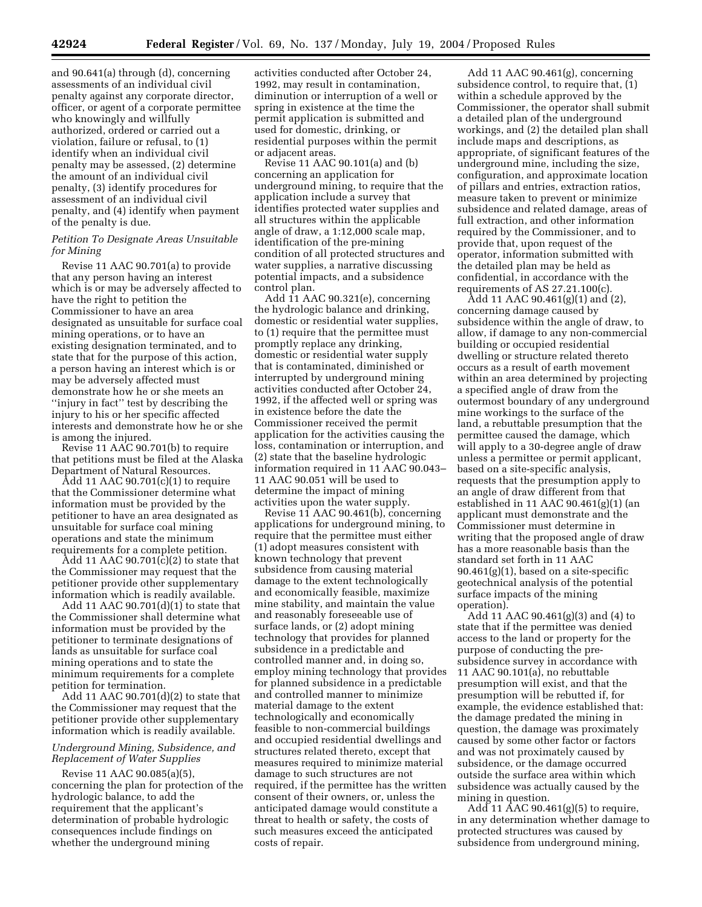and 90.641(a) through (d), concerning assessments of an individual civil penalty against any corporate director, officer, or agent of a corporate permittee who knowingly and willfully authorized, ordered or carried out a violation, failure or refusal, to (1) identify when an individual civil penalty may be assessed, (2) determine the amount of an individual civil penalty, (3) identify procedures for assessment of an individual civil penalty, and (4) identify when payment of the penalty is due.

### *Petition To Designate Areas Unsuitable for Mining*

Revise 11 AAC 90.701(a) to provide that any person having an interest which is or may be adversely affected to have the right to petition the Commissioner to have an area designated as unsuitable for surface coal mining operations, or to have an existing designation terminated, and to state that for the purpose of this action, a person having an interest which is or may be adversely affected must demonstrate how he or she meets an ''injury in fact'' test by describing the injury to his or her specific affected interests and demonstrate how he or she is among the injured.

Revise 11 AAC 90.701(b) to require that petitions must be filed at the Alaska Department of Natural Resources.

Add 11 AAC 90.701(c)(1) to require that the Commissioner determine what information must be provided by the petitioner to have an area designated as unsuitable for surface coal mining operations and state the minimum requirements for a complete petition.

Add 11 AAC 90.701(c)(2) to state that the Commissioner may request that the petitioner provide other supplementary information which is readily available.

Add 11 AAC 90.701(d)(1) to state that the Commissioner shall determine what information must be provided by the petitioner to terminate designations of lands as unsuitable for surface coal mining operations and to state the minimum requirements for a complete petition for termination.

Add 11 AAC 90.701(d)(2) to state that the Commissioner may request that the petitioner provide other supplementary information which is readily available.

### *Underground Mining, Subsidence, and Replacement of Water Supplies*

Revise 11 AAC 90.085(a)(5), concerning the plan for protection of the hydrologic balance, to add the requirement that the applicant's determination of probable hydrologic consequences include findings on whether the underground mining activities conducted after October 24, 1992, may result in contamination, diminution or interruption of a well or spring in existence at the time the permit application is submitted and used for domestic, drinking, or residential purposes within the permit or adjacent areas.

Revise 11 AAC 90.101(a) and (b) concerning an application for underground mining, to require that the application include a survey that identifies protected water supplies and all structures within the applicable angle of draw, a 1:12,000 scale map, identification of the pre-mining condition of all protected structures and water supplies, a narrative discussing potential impacts, and a subsidence control plan.

Add 11 AAC 90.321(e), concerning the hydrologic balance and drinking, domestic or residential water supplies, to (1) require that the permittee must promptly replace any drinking, domestic or residential water supply that is contaminated, diminished or interrupted by underground mining activities conducted after October 24, 1992, if the affected well or spring was in existence before the date the Commissioner received the permit application for the activities causing the loss, contamination or interruption, and (2) state that the baseline hydrologic information required in 11 AAC 90.043–11 AAC 90.051 will be used to determine the impact of mining activities upon the water supply.

Revise 11 AAC 90.461(b), concerning applications for underground mining, to require that the permittee must either (1) adopt measures consistent with known technology that prevent subsidence from causing material damage to the extent technologically and economically feasible, maximize mine stability, and maintain the value and reasonably foreseeable use of surface lands, or (2) adopt mining technology that provides for planned subsidence in a predictable and controlled manner and, in doing so, employ mining technology that provides for planned subsidence in a predictable and controlled manner to minimize material damage to the extent technologically and economically feasible to non-commercial buildings and occupied residential dwellings and structures related thereto, except that measures required to minimize material damage to such structures are not required, if the permittee has the written consent of their owners, or, unless the anticipated damage would constitute a threat to health or safety, the costs of such measures exceed the anticipated costs of repair.

Add 11 AAC 90.461(g), concerning subsidence control, to require that, (1) within a schedule approved by the Commissioner, the operator shall submit a detailed plan of the underground workings, and (2) the detailed plan shall include maps and descriptions, as appropriate, of significant features of the underground mine, including the size, configuration, and approximate location of pillars and entries, extraction ratios, measure taken to prevent or minimize subsidence and related damage, areas of full extraction, and other information required by the Commissioner, and to provide that, upon request of the operator, information submitted with the detailed plan may be held as confidential, in accordance with the requirements of AS 27.21.100(c).

Add 11 AAC 90.461(g)(1) and (2), concerning damage caused by subsidence within the angle of draw, to allow, if damage to any non-commercial building or occupied residential dwelling or structure related thereto occurs as a result of earth movement within an area determined by projecting a specified angle of draw from the outermost boundary of any underground mine workings to the surface of the land, a rebuttable presumption that the permittee caused the damage, which will apply to a 30-degree angle of draw unless a permittee or permit applicant, based on a site-specific analysis, requests that the presumption apply to an angle of draw different from that established in 11 AAC 90.461(g)(1) (an applicant must demonstrate and the Commissioner must determine in writing that the proposed angle of draw has a more reasonable basis than the standard set forth in 11 AAC 90.461(g)(1), based on a site-specific geotechnical analysis of the potential surface impacts of the mining operation).

Add 11 AAC 90.461(g)(3) and (4) to state that if the permittee was denied access to the land or property for the purpose of conducting the pre-subsidence survey in accordance with 11 AAC 90.101(a), no rebuttable presumption will exist, and that the presumption will be rebutted if, for example, the evidence established that: the damage predated the mining in question, the damage was proximately caused by some other factor or factors and was not proximately caused by subsidence, or the damage occurred outside the surface area within which subsidence was actually caused by the mining in question.

Add 11 AAC 90.461(g)(5) to require, in any determination whether damage to protected structures was caused by subsidence from underground mining,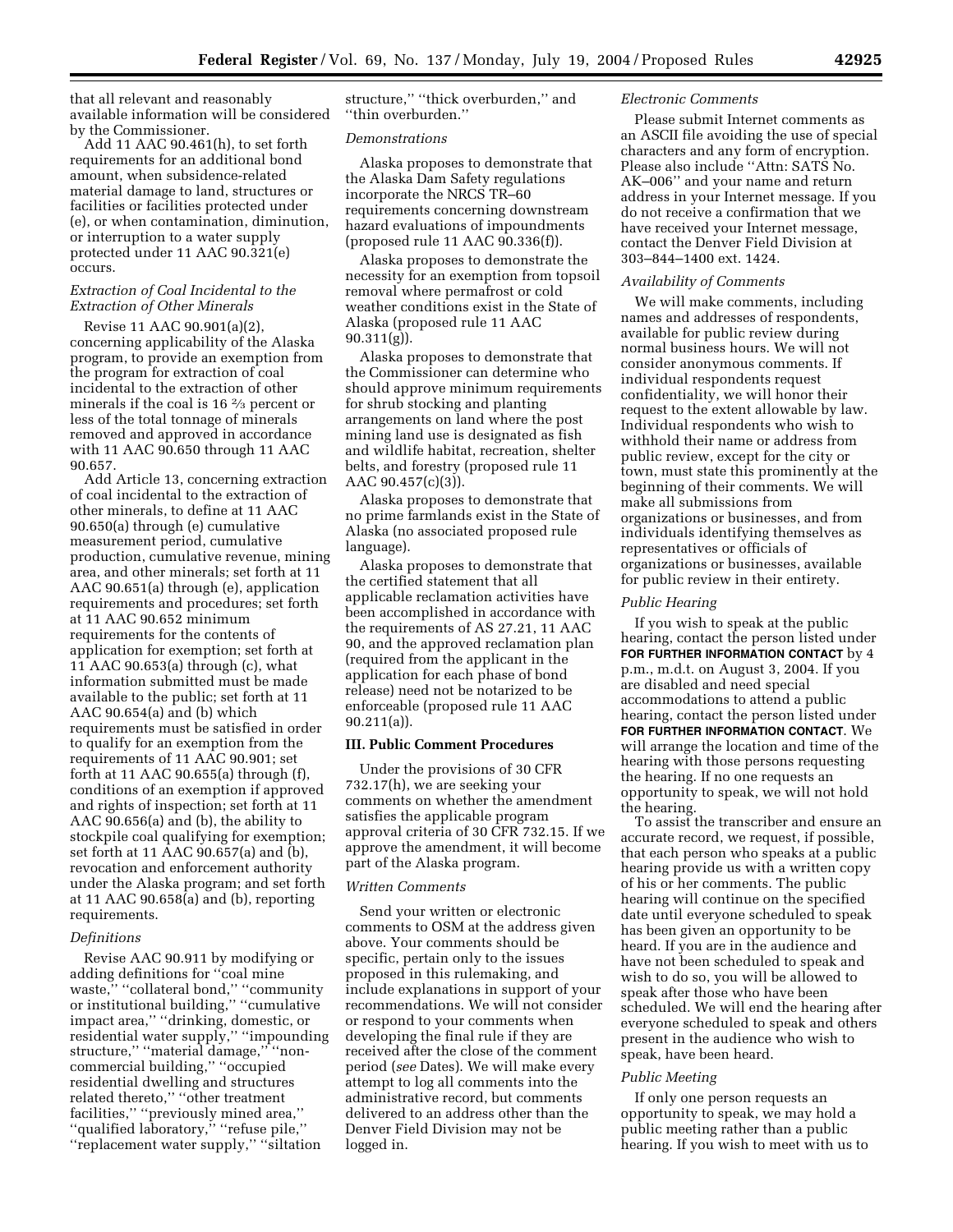that all relevant and reasonably available information will be considered by the Commissioner.

Add 11 AAC 90.461(h), to set forth requirements for an additional bond amount, when subsidence-related material damage to land, structures or facilities or facilities protected under (e), or when contamination, diminution, or interruption to a water supply protected under 11 AAC 90.321(e) occurs.

*Extraction of Coal Incidental to the Extraction of Other Minerals*

Revise 11 AAC 90.901(a)(2), concerning applicability of the Alaska program, to provide an exemption from the program for extraction of coal incidental to the extraction of other minerals if the coal is 16 ⅔ percent or less of the total tonnage of minerals removed and approved in accordance with 11 AAC 90.650 through 11 AAC 90.657.

Add Article 13, concerning extraction of coal incidental to the extraction of other minerals, to define at 11 AAC 90.650(a) through (e) cumulative measurement period, cumulative production, cumulative revenue, mining area, and other minerals; set forth at 11 AAC 90.651(a) through (e), application requirements and procedures; set forth at 11 AAC 90.652 minimum requirements for the contents of application for exemption; set forth at 11 AAC 90.653(a) through (c), what information submitted must be made available to the public; set forth at 11 AAC 90.654(a) and (b) which requirements must be satisfied in order to qualify for an exemption from the requirements of 11 AAC 90.901; set forth at 11 AAC 90.655(a) through (f), conditions of an exemption if approved and rights of inspection; set forth at 11 AAC 90.656(a) and (b), the ability to stockpile coal qualifying for exemption; set forth at 11 AAC 90.657(a) and (b), revocation and enforcement authority under the Alaska program; and set forth at 11 AAC 90.658(a) and (b), reporting requirements.

*Definitions*

Revise AAC 90.911 by modifying or adding definitions for "coal mine waste," "collateral bond," "community or institutional building," "cumulative impact area," "drinking, domestic, or residential water supply," "impounding structure," "material damage," "non-commercial building," "occupied residential dwelling and structures related thereto," "other treatment facilities," "previously mined area," "qualified laboratory," "refuse pile," "replacement water supply," "siltation structure," "thick overburden," and "thin overburden."

*Demonstrations*

Alaska proposes to demonstrate that the Alaska Dam Safety regulations incorporate the NRCS TR–60 requirements concerning downstream hazard evaluations of impoundments (proposed rule 11 AAC 90.336(f)).

Alaska proposes to demonstrate the necessity for an exemption from topsoil removal where permafrost or cold weather conditions exist in the State of Alaska (proposed rule 11 AAC 90.311(g)).

Alaska proposes to demonstrate that the Commissioner can determine who should approve minimum requirements for shrub stocking and planting arrangements on land where the post mining land use is designated as fish and wildlife habitat, recreation, shelter belts, and forestry (proposed rule 11 AAC 90.457(c)(3)).

Alaska proposes to demonstrate that no prime farmlands exist in the State of Alaska (no associated proposed rule language).

Alaska proposes to demonstrate that the certified statement that all applicable reclamation activities have been accomplished in accordance with the requirements of AS 27.21, 11 AAC 90, and the approved reclamation plan (required from the applicant in the application for each phase of bond release) need not be notarized to be enforceable (proposed rule 11 AAC 90.211(a)).

### III. Public Comment Procedures

Under the provisions of 30 CFR 732.17(h), we are seeking your comments on whether the amendment satisfies the applicable program approval criteria of 30 CFR 732.15. If we approve the amendment, it will become part of the Alaska program.

*Written Comments*

Send your written or electronic comments to OSM at the address given above. Your comments should be specific, pertain only to the issues proposed in this rulemaking, and include explanations in support of your recommendations. We will not consider or respond to your comments when developing the final rule if they are received after the close of the comment period (*see* Dates). We will make every attempt to log all comments into the administrative record, but comments delivered to an address other than the Denver Field Division may not be logged in.

*Electronic Comments*

Please submit Internet comments as an ASCII file avoiding the use of special characters and any form of encryption. Please also include "Attn: SATS No. AK–006" and your name and return address in your Internet message. If you do not receive a confirmation that we have received your Internet message, contact the Denver Field Division at 303–844–1400 ext. 1424.

*Availability of Comments*

We will make comments, including names and addresses of respondents, available for public review during normal business hours. We will not consider anonymous comments. If individual respondents request confidentiality, we will honor their request to the extent allowable by law. Individual respondents who wish to withhold their name or address from public review, except for the city or town, must state this prominently at the beginning of their comments. We will make all submissions from organizations or businesses, and from individuals identifying themselves as representatives or officials of organizations or businesses, available for public review in their entirety.

*Public Hearing*

If you wish to speak at the public hearing, contact the person listed under **FOR FURTHER INFORMATION CONTACT** by 4 p.m., m.d.t. on August 3, 2004. If you are disabled and need special accommodations to attend a public hearing, contact the person listed under **FOR FURTHER INFORMATION CONTACT**. We will arrange the location and time of the hearing with those persons requesting the hearing. If no one requests an opportunity to speak, we will not hold the hearing.

To assist the transcriber and ensure an accurate record, we request, if possible, that each person who speaks at a public hearing provide us with a written copy of his or her comments. The public hearing will continue on the specified date until everyone scheduled to speak has been given an opportunity to be heard. If you are in the audience and have not been scheduled to speak and wish to do so, you will be allowed to speak after those who have been scheduled. We will end the hearing after everyone scheduled to speak and others present in the audience who wish to speak, have been heard.

*Public Meeting*

If only one person requests an opportunity to speak, we may hold a public meeting rather than a public hearing. If you wish to meet with us to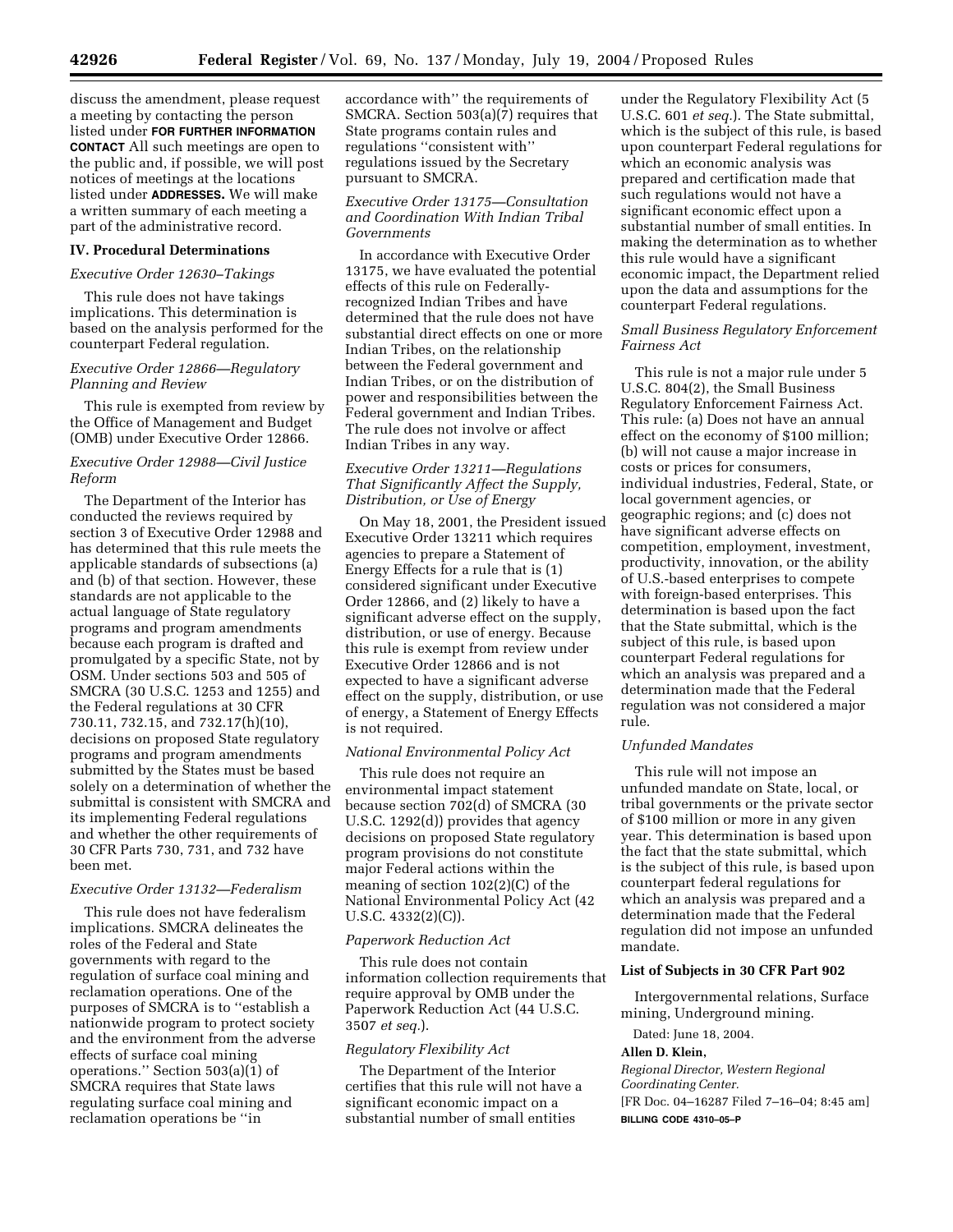discuss the amendment, please request a meeting by contacting the person listed under **FOR FURTHER INFORMATION CONTACT** All such meetings are open to the public and, if possible, we will post notices of meetings at the locations listed under **ADDRESSES.** We will make a written summary of each meeting a part of the administrative record.

## IV. Procedural Determinations

### *Executive Order 12630–Takings*

This rule does not have takings implications. This determination is based on the analysis performed for the counterpart Federal regulation.

### *Executive Order 12866—Regulatory Planning and Review*

This rule is exempted from review by the Office of Management and Budget (OMB) under Executive Order 12866.

### *Executive Order 12988—Civil Justice Reform*

The Department of the Interior has conducted the reviews required by section 3 of Executive Order 12988 and has determined that this rule meets the applicable standards of subsections (a) and (b) of that section. However, these standards are not applicable to the actual language of State regulatory programs and program amendments because each program is drafted and promulgated by a specific State, not by OSM. Under sections 503 and 505 of SMCRA (30 U.S.C. 1253 and 1255) and the Federal regulations at 30 CFR 730.11, 732.15, and 732.17(h)(10), decisions on proposed State regulatory programs and program amendments submitted by the States must be based solely on a determination of whether the submittal is consistent with SMCRA and its implementing Federal regulations and whether the other requirements of 30 CFR Parts 730, 731, and 732 have been met.

### *Executive Order 13132—Federalism*

This rule does not have federalism implications. SMCRA delineates the roles of the Federal and State governments with regard to the regulation of surface coal mining and reclamation operations. One of the purposes of SMCRA is to ''establish a nationwide program to protect society and the environment from the adverse effects of surface coal mining operations.'' Section 503(a)(1) of SMCRA requires that State laws regulating surface coal mining and reclamation operations be ''in accordance with'' the requirements of SMCRA. Section 503(a)(7) requires that State programs contain rules and regulations ''consistent with'' regulations issued by the Secretary pursuant to SMCRA.

### *Executive Order 13175—Consultation and Coordination With Indian Tribal Governments*

In accordance with Executive Order 13175, we have evaluated the potential effects of this rule on Federally-recognized Indian Tribes and have determined that the rule does not have substantial direct effects on one or more Indian Tribes, on the relationship between the Federal government and Indian Tribes, or on the distribution of power and responsibilities between the Federal government and Indian Tribes. The rule does not involve or affect Indian Tribes in any way.

### *Executive Order 13211—Regulations That Significantly Affect the Supply, Distribution, or Use of Energy*

On May 18, 2001, the President issued Executive Order 13211 which requires agencies to prepare a Statement of Energy Effects for a rule that is (1) considered significant under Executive Order 12866, and (2) likely to have a significant adverse effect on the supply, distribution, or use of energy. Because this rule is exempt from review under Executive Order 12866 and is not expected to have a significant adverse effect on the supply, distribution, or use of energy, a Statement of Energy Effects is not required.

### *National Environmental Policy Act*

This rule does not require an environmental impact statement because section 702(d) of SMCRA (30 U.S.C. 1292(d)) provides that agency decisions on proposed State regulatory program provisions do not constitute major Federal actions within the meaning of section 102(2)(C) of the National Environmental Policy Act (42 U.S.C. 4332(2)(C)).

### *Paperwork Reduction Act*

This rule does not contain information collection requirements that require approval by OMB under the Paperwork Reduction Act (44 U.S.C. 3507 *et seq.*).

### *Regulatory Flexibility Act*

The Department of the Interior certifies that this rule will not have a significant economic impact on a substantial number of small entities under the Regulatory Flexibility Act (5 U.S.C. 601 *et seq.*). The State submittal, which is the subject of this rule, is based upon counterpart Federal regulations for which an economic analysis was prepared and certification made that such regulations would not have a significant economic effect upon a substantial number of small entities. In making the determination as to whether this rule would have a significant economic impact, the Department relied upon the data and assumptions for the counterpart Federal regulations.

### *Small Business Regulatory Enforcement Fairness Act*

This rule is not a major rule under 5 U.S.C. 804(2), the Small Business Regulatory Enforcement Fairness Act. This rule: (a) Does not have an annual effect on the economy of $100 million; (b) will not cause a major increase in costs or prices for consumers, individual industries, Federal, State, or local government agencies, or geographic regions; and (c) does not have significant adverse effects on competition, employment, investment, productivity, innovation, or the ability of U.S.-based enterprises to compete with foreign-based enterprises. This determination is based upon the fact that the State submittal, which is the subject of this rule, is based upon counterpart Federal regulations for which an analysis was prepared and a determination made that the Federal regulation was not considered a major rule.

### *Unfunded Mandates*

This rule will not impose an unfunded mandate on State, local, or tribal governments or the private sector of $100 million or more in any given year. This determination is based upon the fact that the state submittal, which is the subject of this rule, is based upon counterpart federal regulations for which an analysis was prepared and a determination made that the Federal regulation did not impose an unfunded mandate.

## List of Subjects in 30 CFR Part 902

Intergovernmental relations, Surface mining, Underground mining.

Dated: June 18, 2004.

**Allen D. Klein,**

*Regional Director, Western Regional Coordinating Center.*

[FR Doc. 04–16287 Filed 7–16–04; 8:45 am]

**BILLING CODE 4310–05–P**